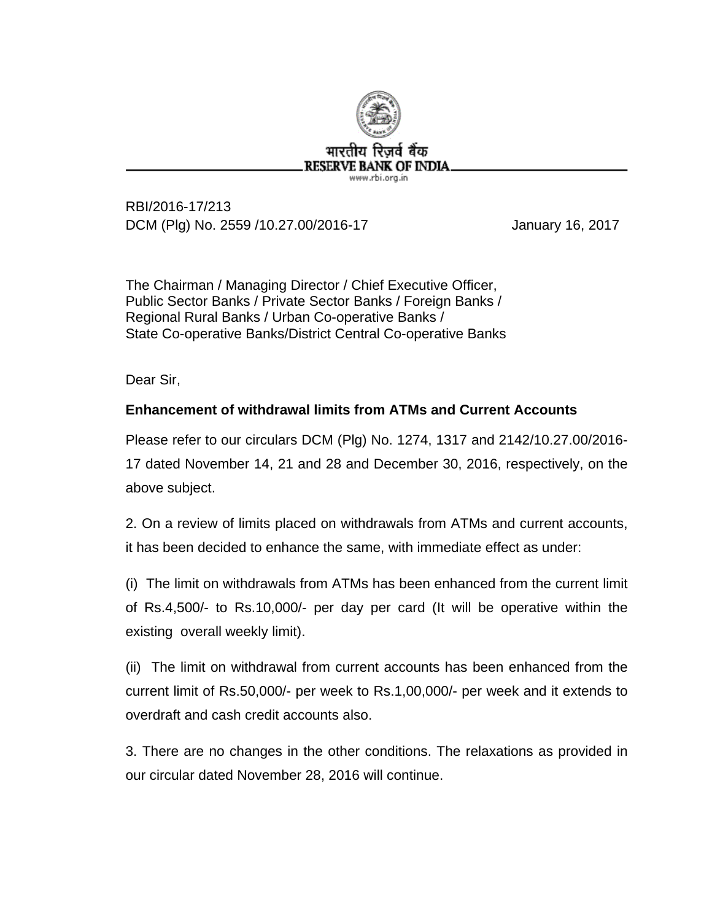भारतीय रिज़र्व बैंक
RESERVE BANK OF INDIA
www.rbi.org.in

RBI/2016-17/213
DCM (Plg) No. 2559 /10.27.00/2016-17 January 16, 2017

The Chairman / Managing Director / Chief Executive Officer,
Public Sector Banks / Private Sector Banks / Foreign Banks /
Regional Rural Banks / Urban Co-operative Banks /
State Co-operative Banks/District Central Co-operative Banks

Dear Sir,

**Enhancement of withdrawal limits from ATMs and Current Accounts**

Please refer to our circulars DCM (Plg) No. 1274, 1317 and 2142/10.27.00/2016-17 dated November 14, 21 and 28 and December 30, 2016, respectively, on the above subject.

2. On a review of limits placed on withdrawals from ATMs and current accounts, it has been decided to enhance the same, with immediate effect as under:

(i) The limit on withdrawals from ATMs has been enhanced from the current limit of Rs.4,500/- to Rs.10,000/- per day per card (It will be operative within the existing overall weekly limit).

(ii) The limit on withdrawal from current accounts has been enhanced from the current limit of Rs.50,000/- per week to Rs.1,00,000/- per week and it extends to overdraft and cash credit accounts also.

3. There are no changes in the other conditions. The relaxations as provided in our circular dated November 28, 2016 will continue.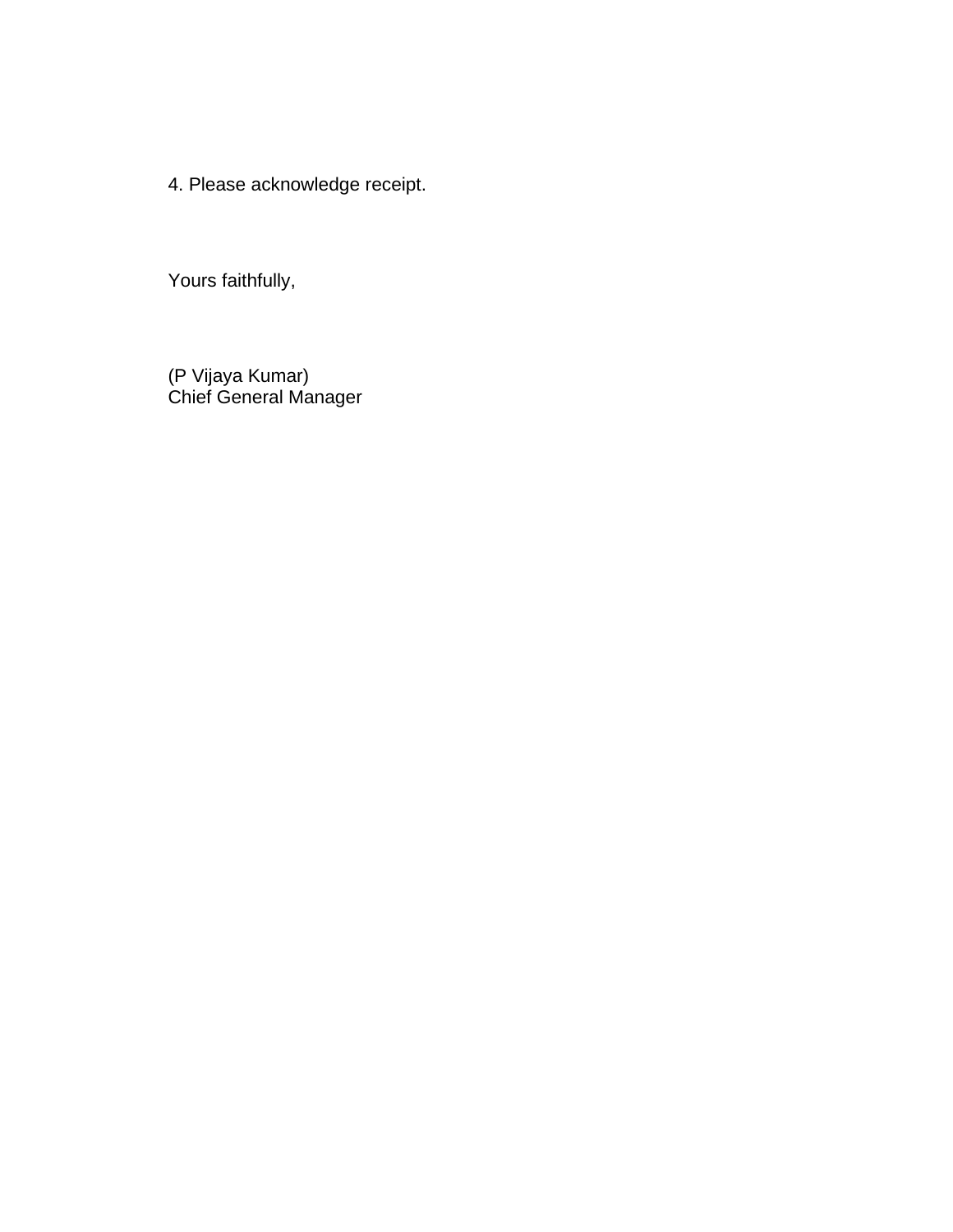4. Please acknowledge receipt.

Yours faithfully,

(P Vijaya Kumar)  
Chief General Manager